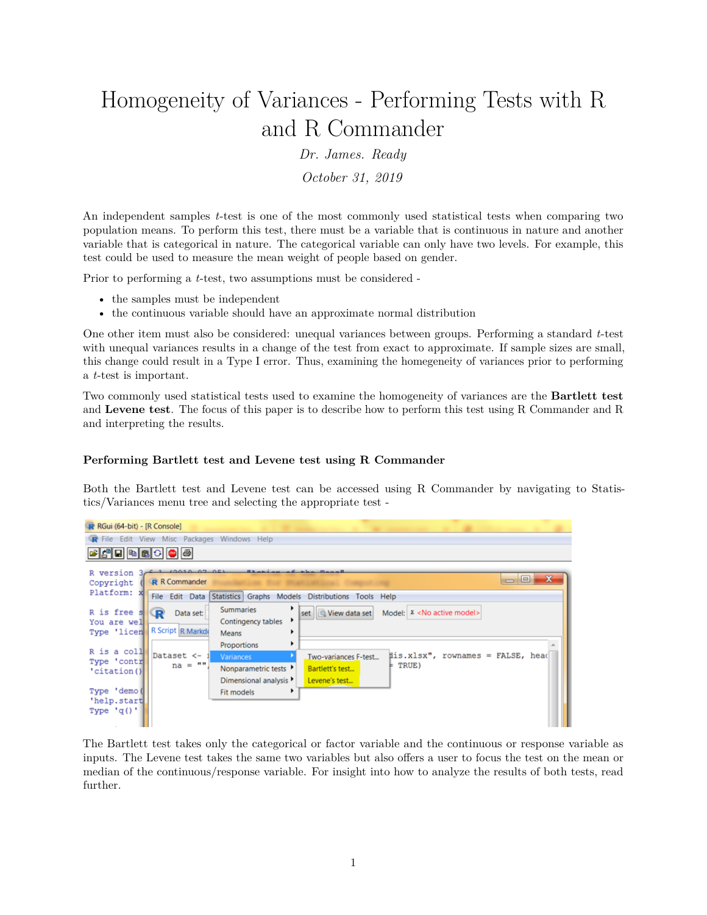# Homogeneity of Variances - Performing Tests with R and R Commander

*Dr. James. Ready*

*October 31, 2019*

An independent samples *t*-test is one of the most commonly used statistical tests when comparing two population means. To perform this test, there must be a variable that is continuous in nature and another variable that is categorical in nature. The categorical variable can only have two levels. For example, this test could be used to measure the mean weight of people based on gender.

Prior to performing a *t*-test, two assumptions must be considered -

- the samples must be independent
- the continuous variable should have an approximate normal distribution

One other item must also be considered: unequal variances between groups. Performing a standard *t*-test with unequal variances results in a change of the test from exact to approximate. If sample sizes are small, this change could result in a Type I error. Thus, examining the homogeneity of variances prior to performing a *t*-test is important.

Two commonly used statistical tests used to examine the homogeneity of variances are the **Bartlett test** and **Levene test**. The focus of this paper is to describe how to perform this test using R Commander and R and interpreting the results.

### Performing Bartlett test and Levene test using R Commander

Both the Bartlett test and Levene test can be accessed using R Commander by navigating to Statistics/Variances menu tree and selecting the appropriate test -

The Bartlett test takes only the categorical or factor variable and the continuous or response variable as inputs. The Levene test takes the same two variables but also offers a user to focus the test on the mean or median of the continuous/response variable. For insight into how to analyze the results of both tests, read further.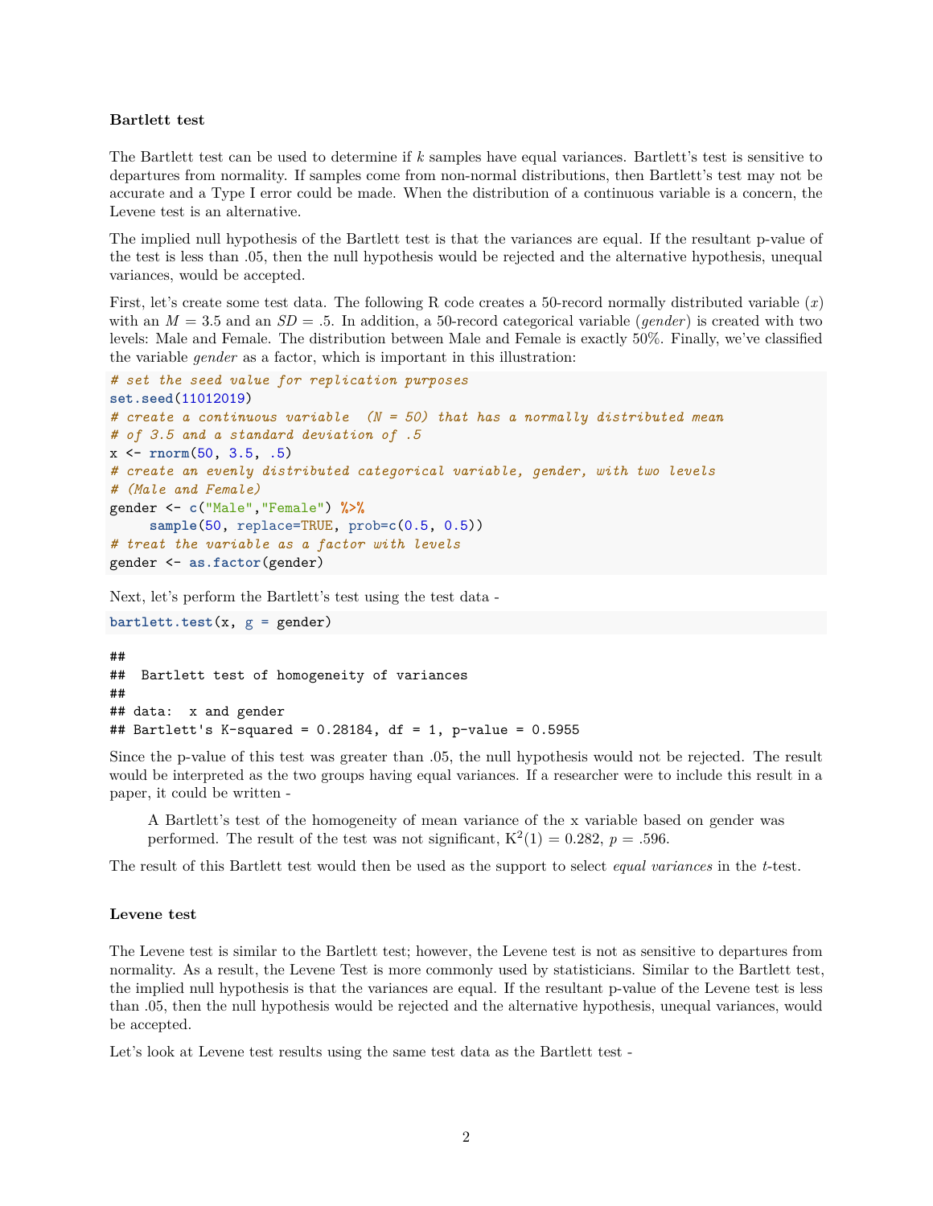### Bartlett test

The Bartlett test can be used to determine if $k$ samples have equal variances. Bartlett's test is sensitive to departures from normality. If samples come from non-normal distributions, then Bartlett's test may not be accurate and a Type I error could be made. When the distribution of a continuous variable is a concern, the Levene test is an alternative.

The implied null hypothesis of the Bartlett test is that the variances are equal. If the resultant p-value of the test is less than .05, then the null hypothesis would be rejected and the alternative hypothesis, unequal variances, would be accepted.

First, let's create some test data. The following R code creates a 50-record normally distributed variable ($x$) with an $M = 3.5$ and an $SD = .5$. In addition, a 50-record categorical variable (*gender*) is created with two levels: Male and Female. The distribution between Male and Female is exactly 50%. Finally, we've classified the variable *gender* as a factor, which is important in this illustration:

```r
# set the seed value for replication purposes
set.seed(11012019)
# create a continuous variable  (N = 50) that has a normally distributed mean
# of 3.5 and a standard deviation of .5
x <- rnorm(50, 3.5, .5)
# create an evenly distributed categorical variable, gender, with two levels
# (Male and Female)
gender <- c("Male","Female") %>%
     sample(50, replace=TRUE, prob=c(0.5, 0.5))
# treat the variable as a factor with levels
gender <- as.factor(gender)
```

Next, let's perform the Bartlett's test using the test data -

```r
bartlett.test(x, g = gender)
```

```
##
##  Bartlett test of homogeneity of variances
##
## data:  x and gender
## Bartlett's K-squared = 0.28184, df = 1, p-value = 0.5955
```

Since the p-value of this test was greater than .05, the null hypothesis would not be rejected. The result would be interpreted as the two groups having equal variances. If a researcher were to include this result in a paper, it could be written -

> A Bartlett's test of the homogeneity of mean variance of the x variable based on gender was performed. The result of the test was not significant, $\mathrm{K}^2(1) = 0.282$, $p = .596$.

The result of this Bartlett test would then be used as the support to select *equal variances* in the *t*-test.

### Levene test

The Levene test is similar to the Bartlett test; however, the Levene test is not as sensitive to departures from normality. As a result, the Levene Test is more commonly used by statisticians. Similar to the Bartlett test, the implied null hypothesis is that the variances are equal. If the resultant p-value of the Levene test is less than .05, then the null hypothesis would be rejected and the alternative hypothesis, unequal variances, would be accepted.

Let's look at Levene test results using the same test data as the Bartlett test -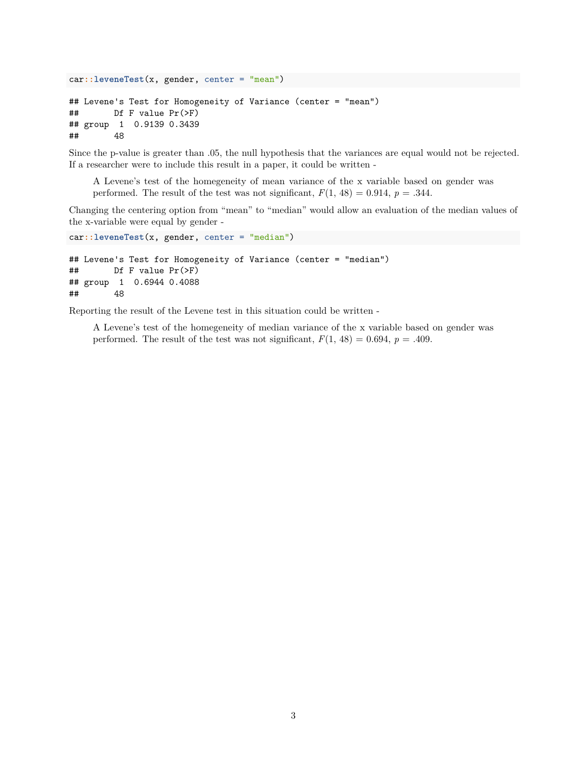```r
car::leveneTest(x, gender, center = "mean")
```

```
## Levene's Test for Homogeneity of Variance (center = "mean")
##       Df F value Pr(>F)
## group  1  0.9139 0.3439
##       48
```

Since the p-value is greater than .05, the null hypothesis that the variances are equal would not be rejected. If a researcher were to include this result in a paper, it could be written -

> A Levene's test of the homegeneity of mean variance of the x variable based on gender was performed. The result of the test was not significant, $F(1,\, 48) = 0.914$, $p = .344$.

Changing the centering option from "mean" to "median" would allow an evaluation of the median values of the x-variable were equal by gender -

```r
car::leveneTest(x, gender, center = "median")
```

```
## Levene's Test for Homogeneity of Variance (center = "median")
##       Df F value Pr(>F)
## group  1  0.6944 0.4088
##       48
```

Reporting the result of the Levene test in this situation could be written -

> A Levene's test of the homegeneity of median variance of the x variable based on gender was performed. The result of the test was not significant, $F(1,\, 48) = 0.694$, $p = .409$.